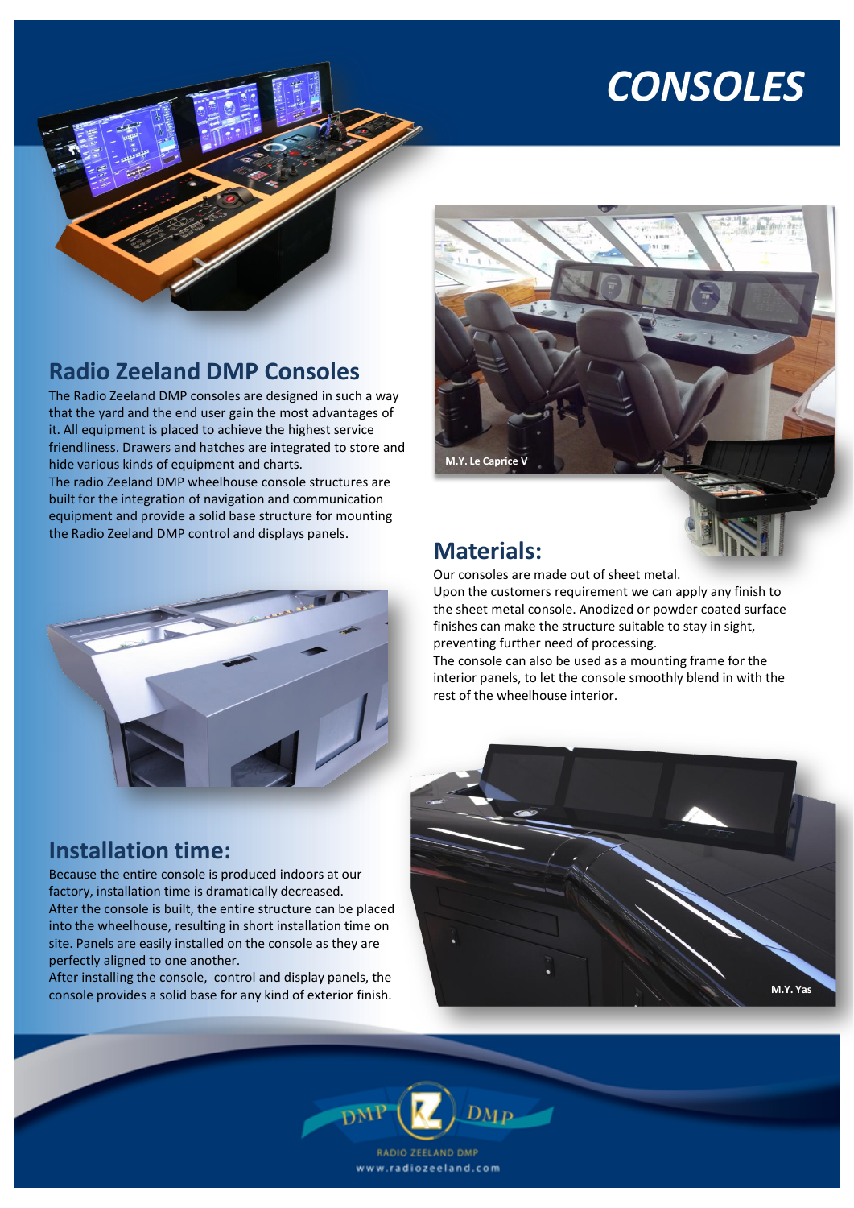# CONSOLES

## Radio Zeeland DMP Consoles

The Radio Zeeland DMP consoles are designed in such a way that the yard and the end user gain the most advantages of it. All equipment is placed to achieve the highest service friendliness. Drawers and hatches are integrated to store and hide various kinds of equipment and charts.
The radio Zeeland DMP wheelhouse console structures are built for the integration of navigation and communication equipment and provide a solid base structure for mounting the Radio Zeeland DMP control and displays panels.

M.Y. Le Caprice V

## Materials:

Our consoles are made out of sheet metal.
Upon the customers requirement we can apply any finish to the sheet metal console. Anodized or powder coated surface finishes can make the structure suitable to stay in sight, preventing further need of processing.
The console can also be used as a mounting frame for the interior panels, to let the console smoothly blend in with the rest of the wheelhouse interior.

## Installation time:

Because the entire console is produced indoors at our factory, installation time is dramatically decreased.
After the console is built, the entire structure can be placed into the wheelhouse, resulting in short installation time on site. Panels are easily installed on the console as they are perfectly aligned to one another.
After installing the console, control and display panels, the console provides a solid base for any kind of exterior finish.

M.Y. Yas

RADIO ZEELAND DMP
www.radiozeeland.com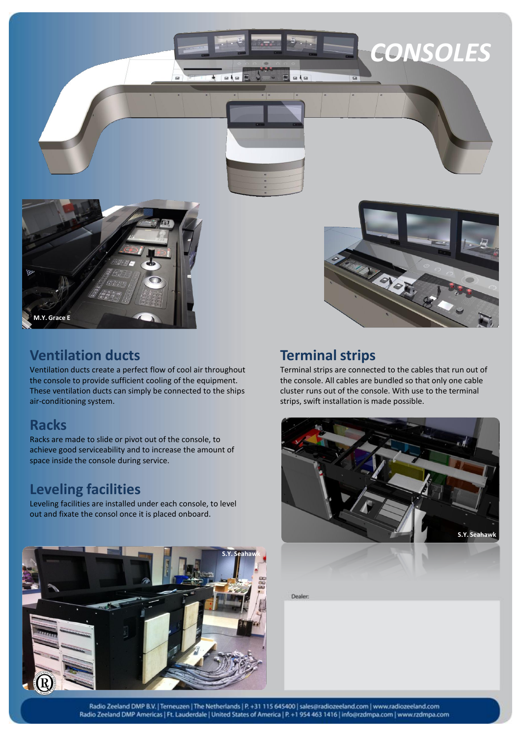# CONSOLES

M.Y. Grace E

## Ventilation ducts

Ventilation ducts create a perfect flow of cool air throughout the console to provide sufficient cooling of the equipment. These ventilation ducts can simply be connected to the ships air-conditioning system.

## Racks

Racks are made to slide or pivot out of the console, to achieve good serviceability and to increase the amount of space inside the console during service.

## Leveling facilities

Leveling facilities are installed under each console, to level out and fixate the consol once it is placed onboard.

## Terminal strips

Terminal strips are connected to the cables that run out of the console. All cables are bundled so that only one cable cluster runs out of the console. With use to the terminal strips, swift installation is made possible.

S.Y. Seahawk

S.Y. Seahawk

Dealer:

Radio Zeeland DMP B.V. | Terneuzen | The Netherlands | P. +31 115 645400 | sales@radiozeeland.com | www.radiozeeland.com
Radio Zeeland DMP Americas | Ft. Lauderdale | United States of America | P. +1 954 463 1416 | info@rzdmpa.com | www.rzdmpa.com